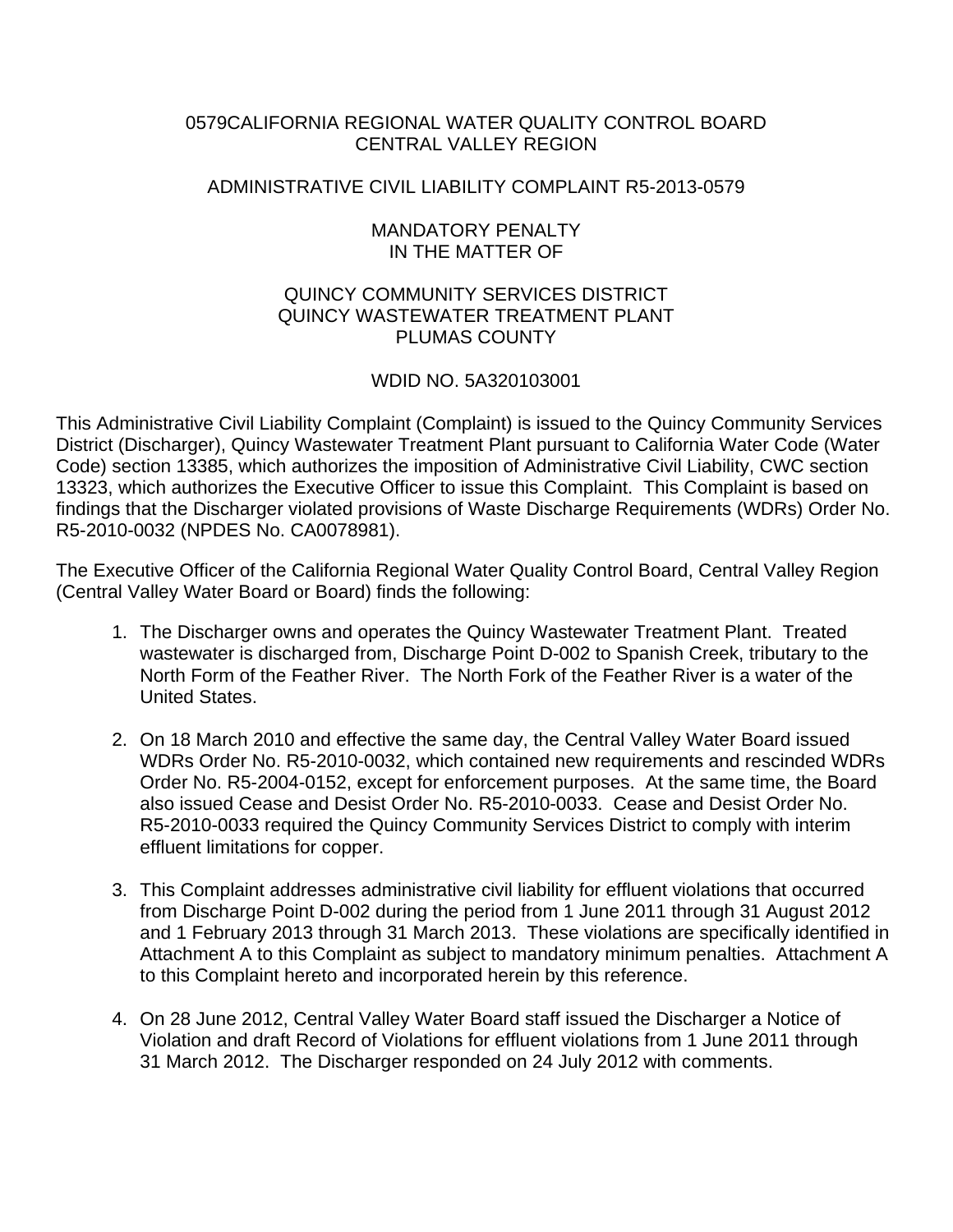# 0579CALIFORNIA REGIONAL WATER QUALITY CONTROL BOARD
# CENTRAL VALLEY REGION

## ADMINISTRATIVE CIVIL LIABILITY COMPLAINT R5-2013-0579

## MANDATORY PENALTY
## IN THE MATTER OF

## QUINCY COMMUNITY SERVICES DISTRICT
## QUINCY WASTEWATER TREATMENT PLANT
## PLUMAS COUNTY

## WDID NO. 5A320103001

This Administrative Civil Liability Complaint (Complaint) is issued to the Quincy Community Services District (Discharger), Quincy Wastewater Treatment Plant pursuant to California Water Code (Water Code) section 13385, which authorizes the imposition of Administrative Civil Liability, CWC section 13323, which authorizes the Executive Officer to issue this Complaint. This Complaint is based on findings that the Discharger violated provisions of Waste Discharge Requirements (WDRs) Order No. R5-2010-0032 (NPDES No. CA0078981).

The Executive Officer of the California Regional Water Quality Control Board, Central Valley Region (Central Valley Water Board or Board) finds the following:

1. The Discharger owns and operates the Quincy Wastewater Treatment Plant. Treated wastewater is discharged from, Discharge Point D-002 to Spanish Creek, tributary to the North Form of the Feather River. The North Fork of the Feather River is a water of the United States.

2. On 18 March 2010 and effective the same day, the Central Valley Water Board issued WDRs Order No. R5-2010-0032, which contained new requirements and rescinded WDRs Order No. R5-2004-0152, except for enforcement purposes. At the same time, the Board also issued Cease and Desist Order No. R5-2010-0033. Cease and Desist Order No. R5-2010-0033 required the Quincy Community Services District to comply with interim effluent limitations for copper.

3. This Complaint addresses administrative civil liability for effluent violations that occurred from Discharge Point D-002 during the period from 1 June 2011 through 31 August 2012 and 1 February 2013 through 31 March 2013. These violations are specifically identified in Attachment A to this Complaint as subject to mandatory minimum penalties. Attachment A to this Complaint hereto and incorporated herein by this reference.

4. On 28 June 2012, Central Valley Water Board staff issued the Discharger a Notice of Violation and draft Record of Violations for effluent violations from 1 June 2011 through 31 March 2012. The Discharger responded on 24 July 2012 with comments.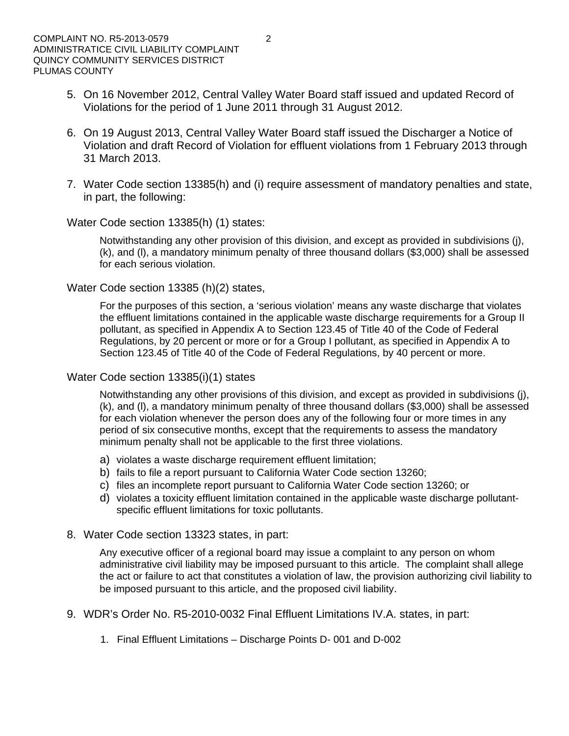5. On 16 November 2012, Central Valley Water Board staff issued and updated Record of Violations for the period of 1 June 2011 through 31 August 2012.

6. On 19 August 2013, Central Valley Water Board staff issued the Discharger a Notice of Violation and draft Record of Violation for effluent violations from 1 February 2013 through 31 March 2013.

7. Water Code section 13385(h) and (i) require assessment of mandatory penalties and state, in part, the following:

Water Code section 13385(h) (1) states:

> Notwithstanding any other provision of this division, and except as provided in subdivisions (j), (k), and (l), a mandatory minimum penalty of three thousand dollars ($3,000) shall be assessed for each serious violation.

Water Code section 13385 (h)(2) states,

> For the purposes of this section, a 'serious violation' means any waste discharge that violates the effluent limitations contained in the applicable waste discharge requirements for a Group II pollutant, as specified in Appendix A to Section 123.45 of Title 40 of the Code of Federal Regulations, by 20 percent or more or for a Group I pollutant, as specified in Appendix A to Section 123.45 of Title 40 of the Code of Federal Regulations, by 40 percent or more.

Water Code section 13385(i)(1) states

> Notwithstanding any other provisions of this division, and except as provided in subdivisions (j), (k), and (l), a mandatory minimum penalty of three thousand dollars ($3,000) shall be assessed for each violation whenever the person does any of the following four or more times in any period of six consecutive months, except that the requirements to assess the mandatory minimum penalty shall not be applicable to the first three violations.
>
> a) violates a waste discharge requirement effluent limitation;
> b) fails to file a report pursuant to California Water Code section 13260;
> c) files an incomplete report pursuant to California Water Code section 13260; or
> d) violates a toxicity effluent limitation contained in the applicable waste discharge pollutant-specific effluent limitations for toxic pollutants.

8. Water Code section 13323 states, in part:

> Any executive officer of a regional board may issue a complaint to any person on whom administrative civil liability may be imposed pursuant to this article. The complaint shall allege the act or failure to act that constitutes a violation of law, the provision authorizing civil liability to be imposed pursuant to this article, and the proposed civil liability.

9. WDR's Order No. R5-2010-0032 Final Effluent Limitations IV.A. states, in part:

   1. Final Effluent Limitations – Discharge Points D- 001 and D-002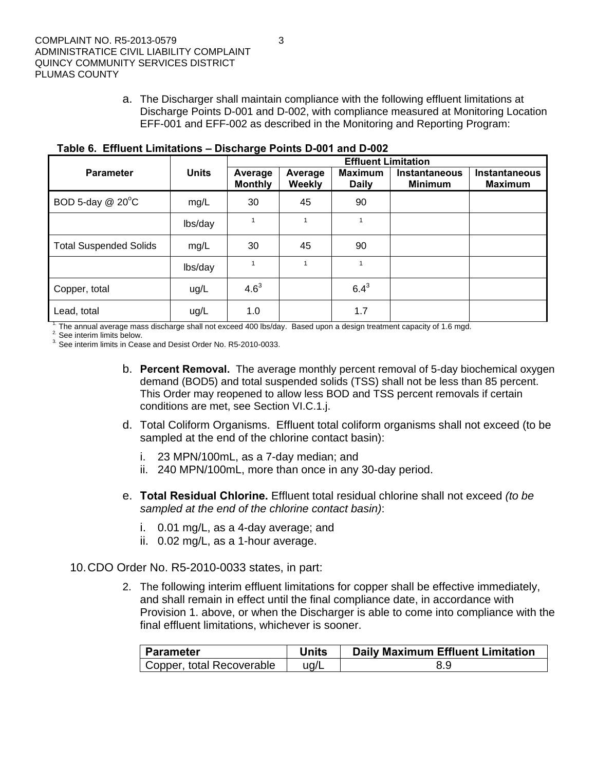a. The Discharger shall maintain compliance with the following effluent limitations at Discharge Points D-001 and D-002, with compliance measured at Monitoring Location EFF-001 and EFF-002 as described in the Monitoring and Reporting Program:

**Table 6. Effluent Limitations – Discharge Points D-001 and D-002**

| Parameter | Units | Effluent Limitation | | | | |
|---|---|---|---|---|---|---|
| | | Average Monthly | Average Weekly | Maximum Daily | Instantaneous Minimum | Instantaneous Maximum |
| BOD 5-day @ 20°C | mg/L | 30 | 45 | 90 | | |
| | lbs/day | [1] | [1] | [1] | | |
| Total Suspended Solids | mg/L | 30 | 45 | 90 | | |
| | lbs/day | [1] | [1] | [1] | | |
| Copper, total | ug/L | 4.6[3] | | 6.4[3] | | |
| Lead, total | ug/L | 1.0 | | 1.7 | | |

[1.] The annual average mass discharge shall not exceed 400 lbs/day. Based upon a design treatment capacity of 1.6 mgd.
[2.] See interim limits below.
[3.] See interim limits in Cease and Desist Order No. R5-2010-0033.

b. **Percent Removal.** The average monthly percent removal of 5-day biochemical oxygen demand (BOD5) and total suspended solids (TSS) shall not be less than 85 percent. This Order may reopened to allow less BOD and TSS percent removals if certain conditions are met, see Section VI.C.1.j.

d. Total Coliform Organisms. Effluent total coliform organisms shall not exceed (to be sampled at the end of the chlorine contact basin):

i. 23 MPN/100mL, as a 7-day median; and
ii. 240 MPN/100mL, more than once in any 30-day period.

e. **Total Residual Chlorine.** Effluent total residual chlorine shall not exceed *(to be sampled at the end of the chlorine contact basin)*:

i. 0.01 mg/L, as a 4-day average; and
ii. 0.02 mg/L, as a 1-hour average.

10. CDO Order No. R5-2010-0033 states, in part:

2. The following interim effluent limitations for copper shall be effective immediately, and shall remain in effect until the final compliance date, in accordance with Provision 1. above, or when the Discharger is able to come into compliance with the final effluent limitations, whichever is sooner.

| Parameter | Units | Daily Maximum Effluent Limitation |
|---|---|---|
| Copper, total Recoverable | ug/L | 8.9 |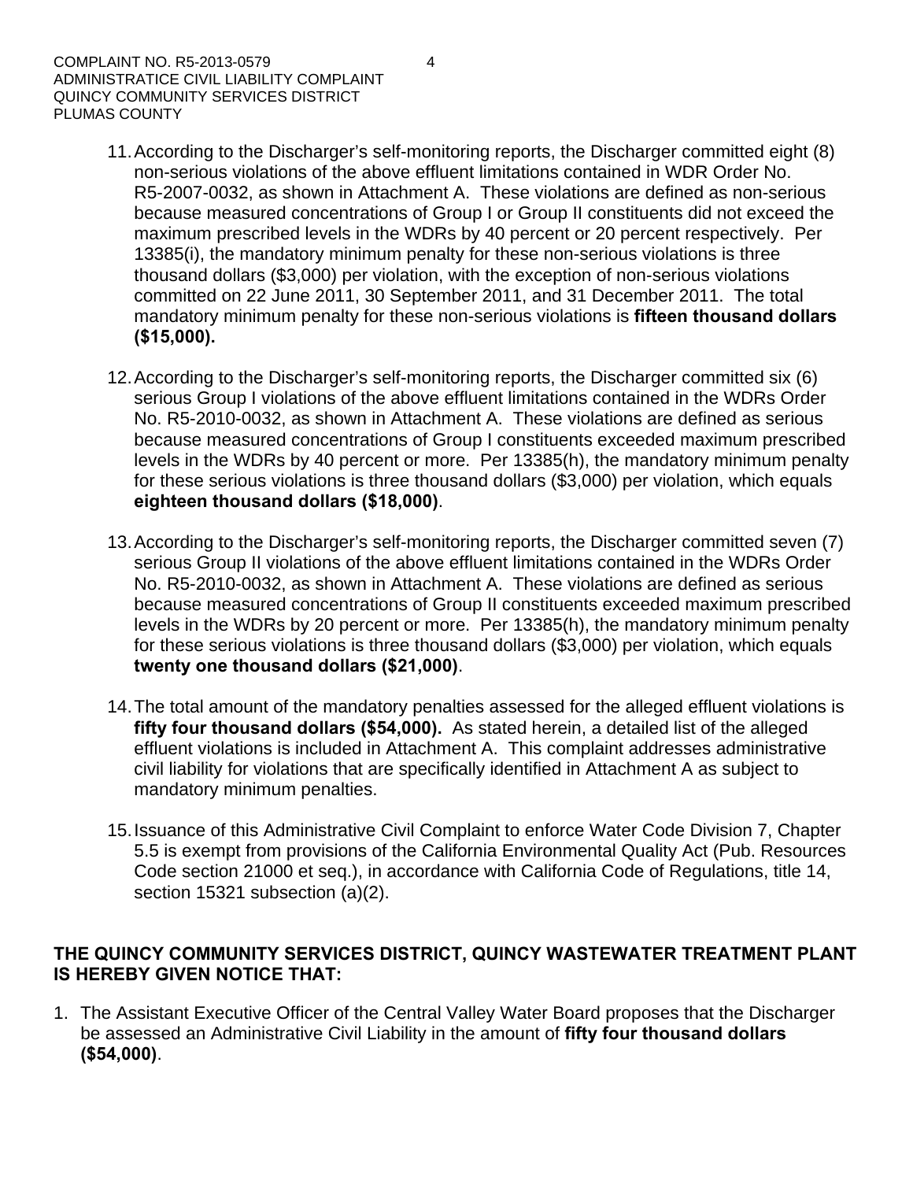11. According to the Discharger's self-monitoring reports, the Discharger committed eight (8) non-serious violations of the above effluent limitations contained in WDR Order No. R5-2007-0032, as shown in Attachment A. These violations are defined as non-serious because measured concentrations of Group I or Group II constituents did not exceed the maximum prescribed levels in the WDRs by 40 percent or 20 percent respectively. Per 13385(i), the mandatory minimum penalty for these non-serious violations is three thousand dollars ($3,000) per violation, with the exception of non-serious violations committed on 22 June 2011, 30 September 2011, and 31 December 2011. The total mandatory minimum penalty for these non-serious violations is **fifteen thousand dollars ($15,000).**

12. According to the Discharger's self-monitoring reports, the Discharger committed six (6) serious Group I violations of the above effluent limitations contained in the WDRs Order No. R5-2010-0032, as shown in Attachment A. These violations are defined as serious because measured concentrations of Group I constituents exceeded maximum prescribed levels in the WDRs by 40 percent or more. Per 13385(h), the mandatory minimum penalty for these serious violations is three thousand dollars ($3,000) per violation, which equals **eighteen thousand dollars ($18,000)**.

13. According to the Discharger's self-monitoring reports, the Discharger committed seven (7) serious Group II violations of the above effluent limitations contained in the WDRs Order No. R5-2010-0032, as shown in Attachment A. These violations are defined as serious because measured concentrations of Group II constituents exceeded maximum prescribed levels in the WDRs by 20 percent or more. Per 13385(h), the mandatory minimum penalty for these serious violations is three thousand dollars ($3,000) per violation, which equals **twenty one thousand dollars ($21,000)**.

14. The total amount of the mandatory penalties assessed for the alleged effluent violations is **fifty four thousand dollars ($54,000).** As stated herein, a detailed list of the alleged effluent violations is included in Attachment A. This complaint addresses administrative civil liability for violations that are specifically identified in Attachment A as subject to mandatory minimum penalties.

15. Issuance of this Administrative Civil Complaint to enforce Water Code Division 7, Chapter 5.5 is exempt from provisions of the California Environmental Quality Act (Pub. Resources Code section 21000 et seq.), in accordance with California Code of Regulations, title 14, section 15321 subsection (a)(2).

**THE QUINCY COMMUNITY SERVICES DISTRICT, QUINCY WASTEWATER TREATMENT PLANT IS HEREBY GIVEN NOTICE THAT:**

1. The Assistant Executive Officer of the Central Valley Water Board proposes that the Discharger be assessed an Administrative Civil Liability in the amount of **fifty four thousand dollars ($54,000)**.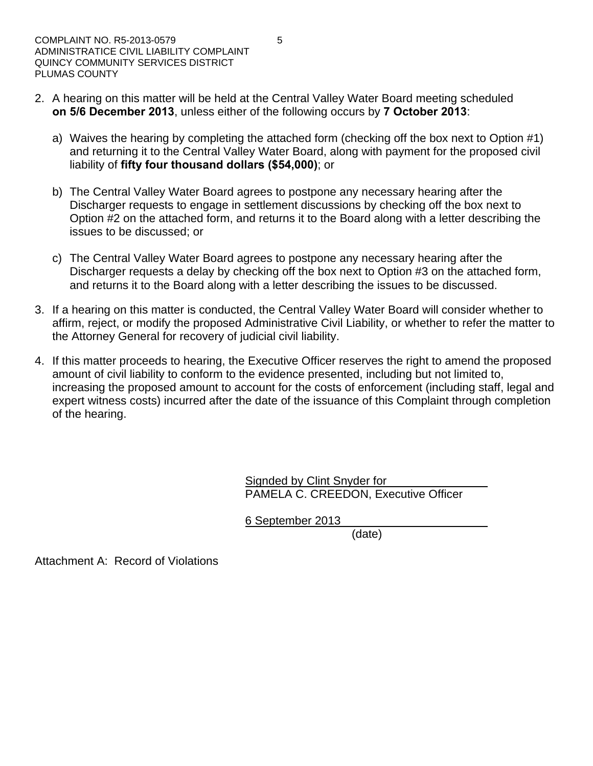2. A hearing on this matter will be held at the Central Valley Water Board meeting scheduled **on 5/6 December 2013**, unless either of the following occurs by **7 October 2013**:

   a) Waives the hearing by completing the attached form (checking off the box next to Option #1) and returning it to the Central Valley Water Board, along with payment for the proposed civil liability of **fifty four thousand dollars ($54,000)**; or

   b) The Central Valley Water Board agrees to postpone any necessary hearing after the Discharger requests to engage in settlement discussions by checking off the box next to Option #2 on the attached form, and returns it to the Board along with a letter describing the issues to be discussed; or

   c) The Central Valley Water Board agrees to postpone any necessary hearing after the Discharger requests a delay by checking off the box next to Option #3 on the attached form, and returns it to the Board along with a letter describing the issues to be discussed.

3. If a hearing on this matter is conducted, the Central Valley Water Board will consider whether to affirm, reject, or modify the proposed Administrative Civil Liability, or whether to refer the matter to the Attorney General for recovery of judicial civil liability.

4. If this matter proceeds to hearing, the Executive Officer reserves the right to amend the proposed amount of civil liability to conform to the evidence presented, including but not limited to, increasing the proposed amount to account for the costs of enforcement (including staff, legal and expert witness costs) incurred after the date of the issuance of this Complaint through completion of the hearing.

Signded by Clint Snyder for
PAMELA C. CREEDON, Executive Officer

6 September 2013
(date)

Attachment A: Record of Violations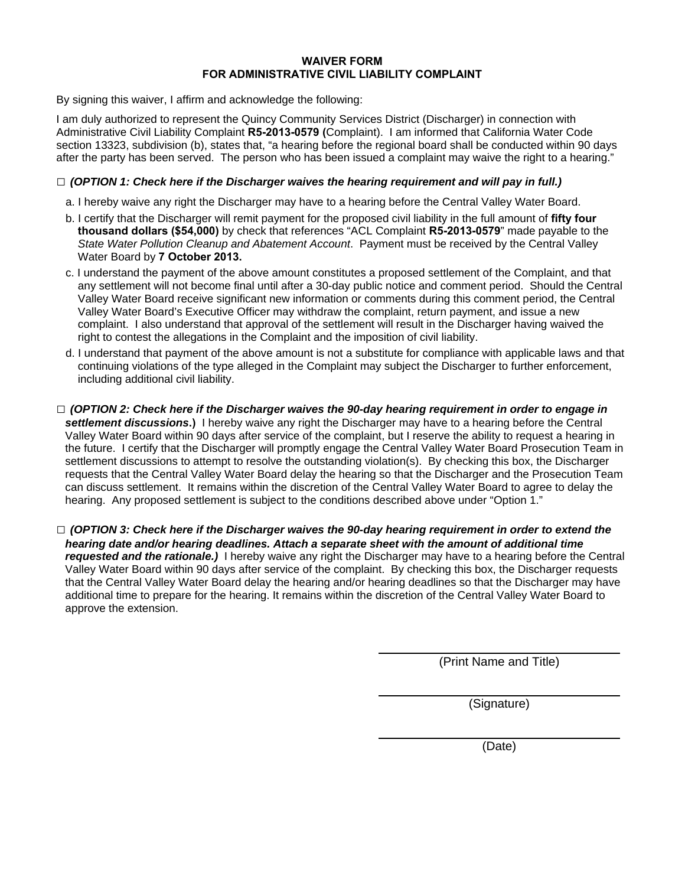**WAIVER FORM**
**FOR ADMINISTRATIVE CIVIL LIABILITY COMPLAINT**

By signing this waiver, I affirm and acknowledge the following:

I am duly authorized to represent the Quincy Community Services District (Discharger) in connection with Administrative Civil Liability Complaint **R5-2013-0579 (**Complaint). I am informed that California Water Code section 13323, subdivision (b), states that, "a hearing before the regional board shall be conducted within 90 days after the party has been served. The person who has been issued a complaint may waive the right to a hearing."

□ ***(OPTION 1: Check here if the Discharger waives the hearing requirement and will pay in full.)***

a. I hereby waive any right the Discharger may have to a hearing before the Central Valley Water Board.

b. I certify that the Discharger will remit payment for the proposed civil liability in the full amount of **fifty four thousand dollars ($54,000)** by check that references "ACL Complaint **R5-2013-0579**" made payable to the *State Water Pollution Cleanup and Abatement Account*. Payment must be received by the Central Valley Water Board by **7 October 2013.**

c. I understand the payment of the above amount constitutes a proposed settlement of the Complaint, and that any settlement will not become final until after a 30-day public notice and comment period. Should the Central Valley Water Board receive significant new information or comments during this comment period, the Central Valley Water Board's Executive Officer may withdraw the complaint, return payment, and issue a new complaint. I also understand that approval of the settlement will result in the Discharger having waived the right to contest the allegations in the Complaint and the imposition of civil liability.

d. I understand that payment of the above amount is not a substitute for compliance with applicable laws and that continuing violations of the type alleged in the Complaint may subject the Discharger to further enforcement, including additional civil liability.

□ ***(OPTION 2: Check here if the Discharger waives the 90-day hearing requirement in order to engage in settlement discussions*.)** I hereby waive any right the Discharger may have to a hearing before the Central Valley Water Board within 90 days after service of the complaint, but I reserve the ability to request a hearing in the future. I certify that the Discharger will promptly engage the Central Valley Water Board Prosecution Team in settlement discussions to attempt to resolve the outstanding violation(s). By checking this box, the Discharger requests that the Central Valley Water Board delay the hearing so that the Discharger and the Prosecution Team can discuss settlement. It remains within the discretion of the Central Valley Water Board to agree to delay the hearing. Any proposed settlement is subject to the conditions described above under "Option 1."

□ ***(OPTION 3: Check here if the Discharger waives the 90-day hearing requirement in order to extend the hearing date and/or hearing deadlines. Attach a separate sheet with the amount of additional time requested and the rationale.)*** I hereby waive any right the Discharger may have to a hearing before the Central Valley Water Board within 90 days after service of the complaint. By checking this box, the Discharger requests that the Central Valley Water Board delay the hearing and/or hearing deadlines so that the Discharger may have additional time to prepare for the hearing. It remains within the discretion of the Central Valley Water Board to approve the extension.

\_\_\_\_\_\_\_\_\_\_\_\_\_\_\_\_\_\_\_\_\_\_\_\_\_\_\_\_\_\_
(Print Name and Title)

\_\_\_\_\_\_\_\_\_\_\_\_\_\_\_\_\_\_\_\_\_\_\_\_\_\_\_\_\_\_
(Signature)

\_\_\_\_\_\_\_\_\_\_\_\_\_\_\_\_\_\_\_\_\_\_\_\_\_\_\_\_\_\_
(Date)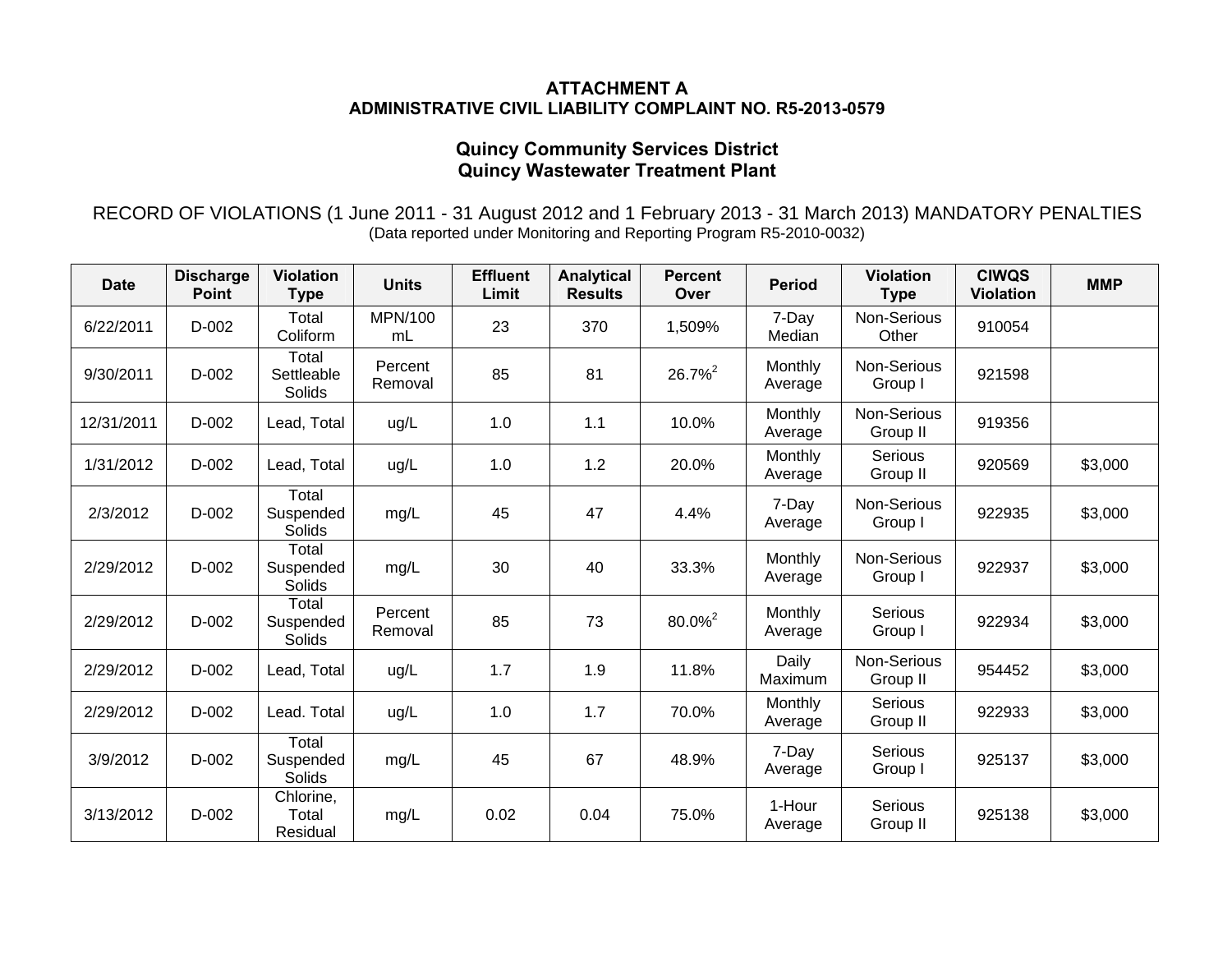**ATTACHMENT A**
**ADMINISTRATIVE CIVIL LIABILITY COMPLAINT NO. R5-2013-0579**

**Quincy Community Services District**
**Quincy Wastewater Treatment Plant**

RECORD OF VIOLATIONS (1 June 2011 - 31 August 2012 and 1 February 2013 - 31 March 2013) MANDATORY PENALTIES
(Data reported under Monitoring and Reporting Program R5-2010-0032)

| Date | Discharge Point | Violation Type | Units | Effluent Limit | Analytical Results | Percent Over | Period | Violation Type | CIWQS Violation | MMP |
|---|---|---|---|---|---|---|---|---|---|---|
| 6/22/2011 | D-002 | Total Coliform | MPN/100 mL | 23 | 370 | 1,509% | 7-Day Median | Non-Serious Other | 910054 | |
| 9/30/2011 | D-002 | Total Settleable Solids | Percent Removal | 85 | 81 | 26.7%[2] | Monthly Average | Non-Serious Group I | 921598 | |
| 12/31/2011 | D-002 | Lead, Total | ug/L | 1.0 | 1.1 | 10.0% | Monthly Average | Non-Serious Group II | 919356 | |
| 1/31/2012 | D-002 | Lead, Total | ug/L | 1.0 | 1.2 | 20.0% | Monthly Average | Serious Group II | 920569 | $3,000 |
| 2/3/2012 | D-002 | Total Suspended Solids | mg/L | 45 | 47 | 4.4% | 7-Day Average | Non-Serious Group I | 922935 | $3,000 |
| 2/29/2012 | D-002 | Total Suspended Solids | mg/L | 30 | 40 | 33.3% | Monthly Average | Non-Serious Group I | 922937 | $3,000 |
| 2/29/2012 | D-002 | Total Suspended Solids | Percent Removal | 85 | 73 | 80.0%[2] | Monthly Average | Serious Group I | 922934 | $3,000 |
| 2/29/2012 | D-002 | Lead, Total | ug/L | 1.7 | 1.9 | 11.8% | Daily Maximum | Non-Serious Group II | 954452 | $3,000 |
| 2/29/2012 | D-002 | Lead. Total | ug/L | 1.0 | 1.7 | 70.0% | Monthly Average | Serious Group II | 922933 | $3,000 |
| 3/9/2012 | D-002 | Total Suspended Solids | mg/L | 45 | 67 | 48.9% | 7-Day Average | Serious Group I | 925137 | $3,000 |
| 3/13/2012 | D-002 | Chlorine, Total Residual | mg/L | 0.02 | 0.04 | 75.0% | 1-Hour Average | Serious Group II | 925138 | $3,000 |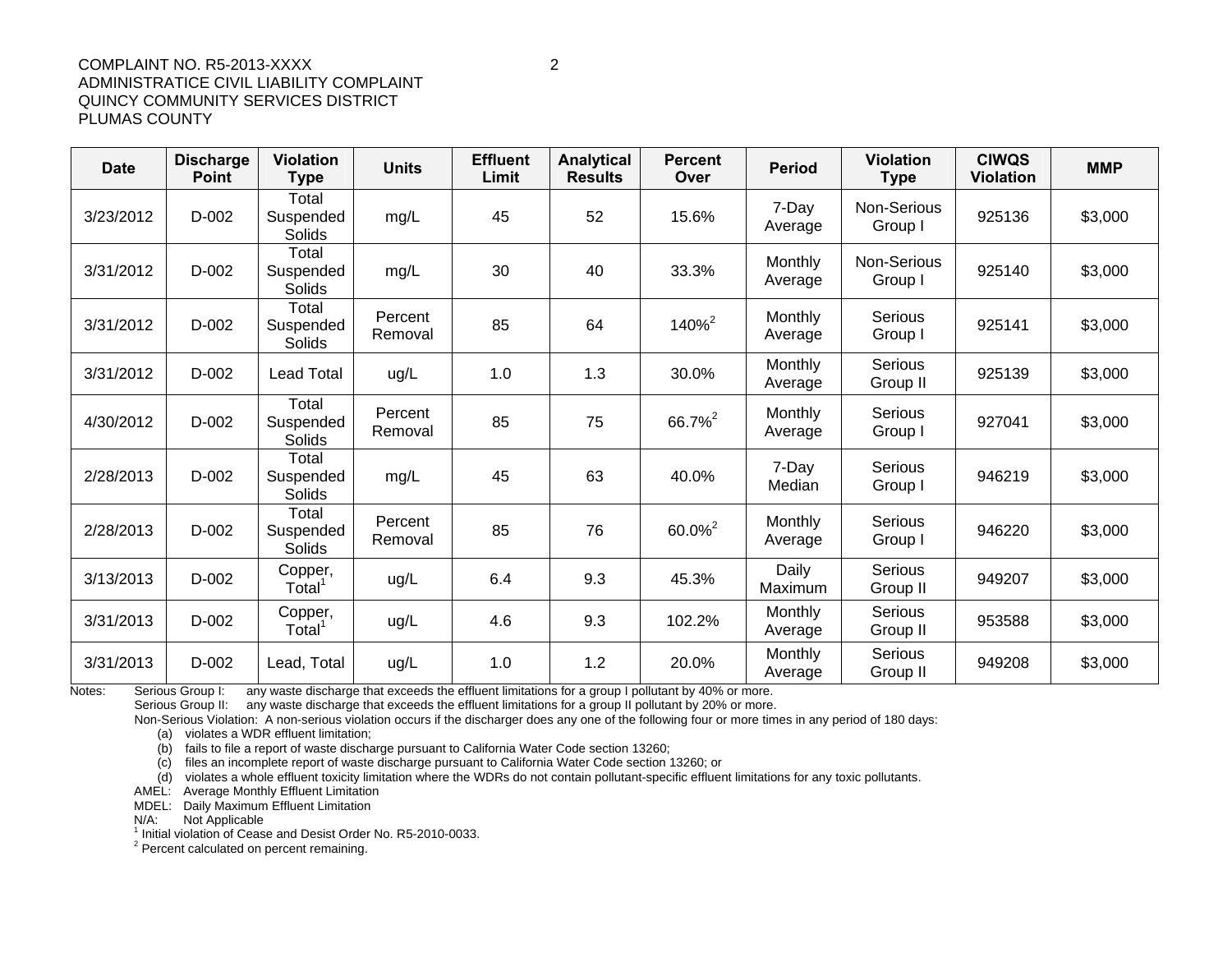| Date | Discharge Point | Violation Type | Units | Effluent Limit | Analytical Results | Percent Over | Period | Violation Type | CIWQS Violation | MMP |
|---|---|---|---|---|---|---|---|---|---|---|
| 3/23/2012 | D-002 | Total Suspended Solids | mg/L | 45 | 52 | 15.6% | 7-Day Average | Non-Serious Group I | 925136 | $3,000 |
| 3/31/2012 | D-002 | Total Suspended Solids | mg/L | 30 | 40 | 33.3% | Monthly Average | Non-Serious Group I | 925140 | $3,000 |
| 3/31/2012 | D-002 | Total Suspended Solids | Percent Removal | 85 | 64 | 140%[2] | Monthly Average | Serious Group I | 925141 | $3,000 |
| 3/31/2012 | D-002 | Lead Total | ug/L | 1.0 | 1.3 | 30.0% | Monthly Average | Serious Group II | 925139 | $3,000 |
| 4/30/2012 | D-002 | Total Suspended Solids | Percent Removal | 85 | 75 | 66.7%[2] | Monthly Average | Serious Group I | 927041 | $3,000 |
| 2/28/2013 | D-002 | Total Suspended Solids | mg/L | 45 | 63 | 40.0% | 7-Day Median | Serious Group I | 946219 | $3,000 |
| 2/28/2013 | D-002 | Total Suspended Solids | Percent Removal | 85 | 76 | 60.0%[2] | Monthly Average | Serious Group I | 946220 | $3,000 |
| 3/13/2013 | D-002 | Copper, Total[1] | ug/L | 6.4 | 9.3 | 45.3% | Daily Maximum | Serious Group II | 949207 | $3,000 |
| 3/31/2013 | D-002 | Copper, Total[1] | ug/L | 4.6 | 9.3 | 102.2% | Monthly Average | Serious Group II | 953588 | $3,000 |
| 3/31/2013 | D-002 | Lead, Total | ug/L | 1.0 | 1.2 | 20.0% | Monthly Average | Serious Group II | 949208 | $3,000 |

Notes:
Serious Group I: any waste discharge that exceeds the effluent limitations for a group I pollutant by 40% or more.
Serious Group II: any waste discharge that exceeds the effluent limitations for a group II pollutant by 20% or more.
Non-Serious Violation: A non-serious violation occurs if the discharger does any one of the following four or more times in any period of 180 days:

(a) violates a WDR effluent limitation;
(b) fails to file a report of waste discharge pursuant to California Water Code section 13260;
(c) files an incomplete report of waste discharge pursuant to California Water Code section 13260; or
(d) violates a whole effluent toxicity limitation where the WDRs do not contain pollutant-specific effluent limitations for any toxic pollutants.

AMEL: Average Monthly Effluent Limitation
MDEL: Daily Maximum Effluent Limitation
N/A: Not Applicable
[1] Initial violation of Cease and Desist Order No. R5-2010-0033.
[2] Percent calculated on percent remaining.